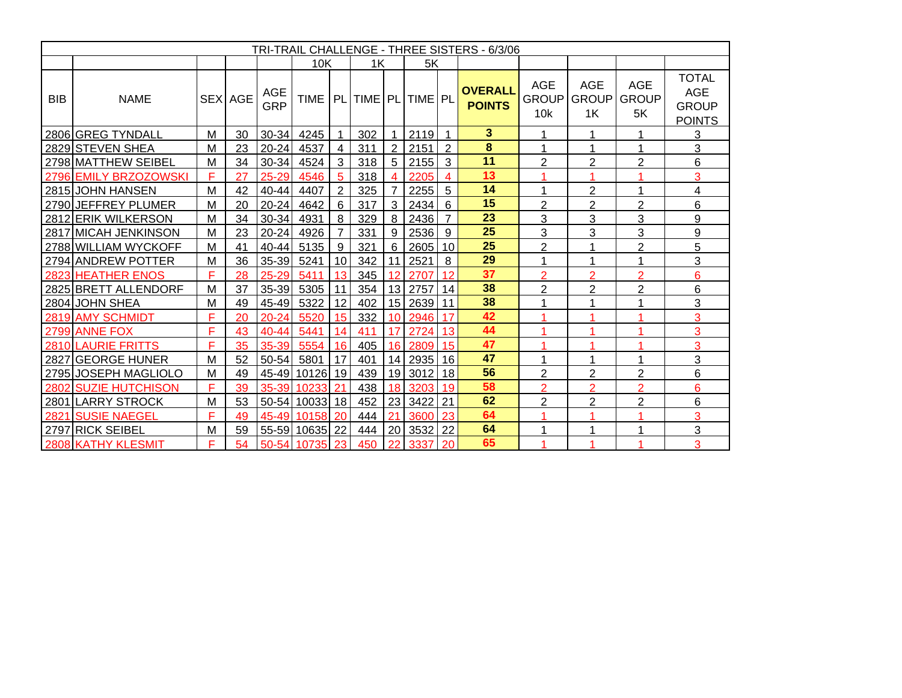| TRI-TRAIL CHALLENGE - THREE SISTERS - 6/3/06 | | | | | | | | | | | | | | | | |
|---|---|---|---|---|---|---|---|---|---|---|---|---|---|---|---|---|
| | | | | | 10K | | 1K | | 5K | | | | | | | |
| BIB | NAME | SEX | AGE | AGE GRP | TIME | PL | TIME | PL | TIME | PL | **OVERALL POINTS** | AGE GROUP 10k | AGE GROUP 1K | AGE GROUP 5K | TOTAL AGE GROUP POINTS |
| 2806 | GREG TYNDALL | M | 30 | 30-34 | 4245 | 1 | 302 | 1 | 2119 | 1 | **3** | 1 | 1 | 1 | 3 |
| 2829 | STEVEN SHEA | M | 23 | 20-24 | 4537 | 4 | 311 | 2 | 2151 | 2 | **8** | 1 | 1 | 1 | 3 |
| 2798 | MATTHEW SEIBEL | M | 34 | 30-34 | 4524 | 3 | 318 | 5 | 2155 | 3 | **11** | 2 | 2 | 2 | 6 |
| 2796 | EMILY BRZOZOWSKI | F | 27 | 25-29 | 4546 | 5 | 318 | 4 | 2205 | 4 | **13** | 1 | 1 | 1 | 3 |
| 2815 | JOHN HANSEN | M | 42 | 40-44 | 4407 | 2 | 325 | 7 | 2255 | 5 | **14** | 1 | 2 | 1 | 4 |
| 2790 | JEFFREY PLUMER | M | 20 | 20-24 | 4642 | 6 | 317 | 3 | 2434 | 6 | **15** | 2 | 2 | 2 | 6 |
| 2812 | ERIK WILKERSON | M | 34 | 30-34 | 4931 | 8 | 329 | 8 | 2436 | 7 | **23** | 3 | 3 | 3 | 9 |
| 2817 | MICAH JENKINSON | M | 23 | 20-24 | 4926 | 7 | 331 | 9 | 2536 | 9 | **25** | 3 | 3 | 3 | 9 |
| 2788 | WILLIAM WYCKOFF | M | 41 | 40-44 | 5135 | 9 | 321 | 6 | 2605 | 10 | **25** | 2 | 1 | 2 | 5 |
| 2794 | ANDREW POTTER | M | 36 | 35-39 | 5241 | 10 | 342 | 11 | 2521 | 8 | **29** | 1 | 1 | 1 | 3 |
| 2823 | HEATHER ENOS | F | 28 | 25-29 | 5411 | 13 | 345 | 12 | 2707 | 12 | **37** | 2 | 2 | 2 | 6 |
| 2825 | BRETT ALLENDORF | M | 37 | 35-39 | 5305 | 11 | 354 | 13 | 2757 | 14 | **38** | 2 | 2 | 2 | 6 |
| 2804 | JOHN SHEA | M | 49 | 45-49 | 5322 | 12 | 402 | 15 | 2639 | 11 | **38** | 1 | 1 | 1 | 3 |
| 2819 | AMY SCHMIDT | F | 20 | 20-24 | 5520 | 15 | 332 | 10 | 2946 | 17 | **42** | 1 | 1 | 1 | 3 |
| 2799 | ANNE FOX | F | 43 | 40-44 | 5441 | 14 | 411 | 17 | 2724 | 13 | **44** | 1 | 1 | 1 | 3 |
| 2810 | LAURIE FRITTS | F | 35 | 35-39 | 5554 | 16 | 405 | 16 | 2809 | 15 | **47** | 1 | 1 | 1 | 3 |
| 2827 | GEORGE HUNER | M | 52 | 50-54 | 5801 | 17 | 401 | 14 | 2935 | 16 | **47** | 1 | 1 | 1 | 3 |
| 2795 | JOSEPH MAGLIOLO | M | 49 | 45-49 | 10126 | 19 | 439 | 19 | 3012 | 18 | **56** | 2 | 2 | 2 | 6 |
| 2802 | SUZIE HUTCHISON | F | 39 | 35-39 | 10233 | 21 | 438 | 18 | 3203 | 19 | **58** | 2 | 2 | 2 | 6 |
| 2801 | LARRY STROCK | M | 53 | 50-54 | 10033 | 18 | 452 | 23 | 3422 | 21 | **62** | 2 | 2 | 2 | 6 |
| 2821 | SUSIE NAEGEL | F | 49 | 45-49 | 10158 | 20 | 444 | 21 | 3600 | 23 | **64** | 1 | 1 | 1 | 3 |
| 2797 | RICK SEIBEL | M | 59 | 55-59 | 10635 | 22 | 444 | 20 | 3532 | 22 | **64** | 1 | 1 | 1 | 3 |
| 2808 | KATHY KLESMIT | F | 54 | 50-54 | 10735 | 23 | 450 | 22 | 3337 | 20 | **65** | 1 | 1 | 1 | 3 |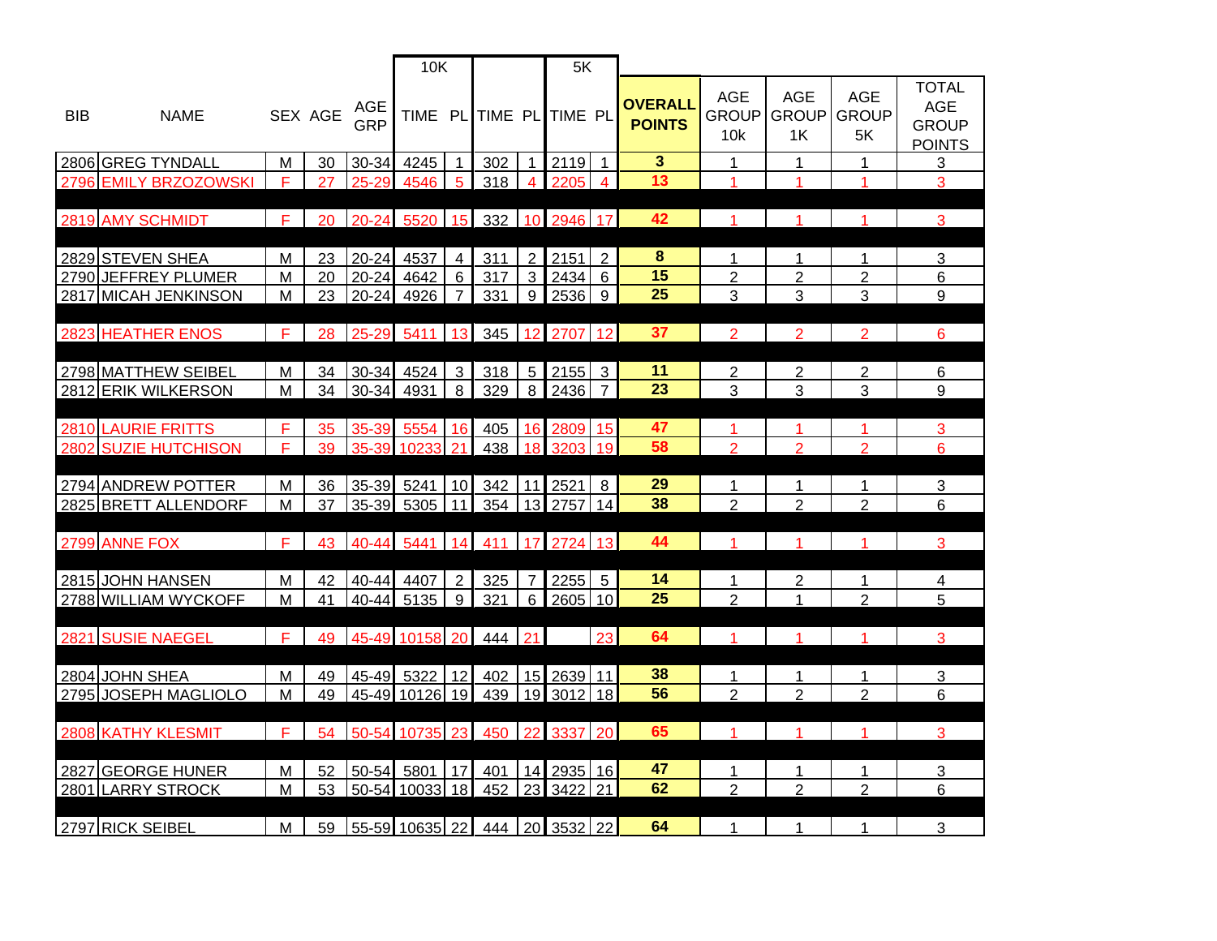| BIB | NAME | SEX | AGE | AGE GRP | 10K TIME | PL | TIME | PL | 5K TIME | PL | OVERALL POINTS | AGE GROUP 10k | AGE GROUP 1K | AGE GROUP 5K | TOTAL AGE GROUP POINTS |
|---|---|---|---|---|---|---|---|---|---|---|---|---|---|---|---|
| 2806 | GREG TYNDALL | M | 30 | 30-34 | 4245 | 1 | 302 | 1 | 2119 | 1 | **3** | 1 | 1 | 1 | 3 |
| 2796 | EMILY BRZOZOWSKI | F | 27 | 25-29 | 4546 | 5 | 318 | 4 | 2205 | 4 | **13** | 1 | 1 | 1 | 3 |
| | | | | | | | | | | | | | | | |
| 2819 | AMY SCHMIDT | F | 20 | 20-24 | 5520 | 15 | 332 | 10 | 2946 | 17 | **42** | 1 | 1 | 1 | 3 |
| | | | | | | | | | | | | | | | |
| 2829 | STEVEN SHEA | M | 23 | 20-24 | 4537 | 4 | 311 | 2 | 2151 | 2 | **8** | 1 | 1 | 1 | 3 |
| 2790 | JEFFREY PLUMER | M | 20 | 20-24 | 4642 | 6 | 317 | 3 | 2434 | 6 | **15** | 2 | 2 | 2 | 6 |
| 2817 | MICAH JENKINSON | M | 23 | 20-24 | 4926 | 7 | 331 | 9 | 2536 | 9 | **25** | 3 | 3 | 3 | 9 |
| | | | | | | | | | | | | | | | |
| 2823 | HEATHER ENOS | F | 28 | 25-29 | 5411 | 13 | 345 | 12 | 2707 | 12 | **37** | 2 | 2 | 2 | 6 |
| | | | | | | | | | | | | | | | |
| 2798 | MATTHEW SEIBEL | M | 34 | 30-34 | 4524 | 3 | 318 | 5 | 2155 | 3 | **11** | 2 | 2 | 2 | 6 |
| 2812 | ERIK WILKERSON | M | 34 | 30-34 | 4931 | 8 | 329 | 8 | 2436 | 7 | **23** | 3 | 3 | 3 | 9 |
| | | | | | | | | | | | | | | | |
| 2810 | LAURIE FRITTS | F | 35 | 35-39 | 5554 | 16 | 405 | 16 | 2809 | 15 | **47** | 1 | 1 | 1 | 3 |
| 2802 | SUZIE HUTCHISON | F | 39 | 35-39 | 10233 | 21 | 438 | 18 | 3203 | 19 | **58** | 2 | 2 | 2 | 6 |
| | | | | | | | | | | | | | | | |
| 2794 | ANDREW POTTER | M | 36 | 35-39 | 5241 | 10 | 342 | 11 | 2521 | 8 | **29** | 1 | 1 | 1 | 3 |
| 2825 | BRETT ALLENDORF | M | 37 | 35-39 | 5305 | 11 | 354 | 13 | 2757 | 14 | **38** | 2 | 2 | 2 | 6 |
| | | | | | | | | | | | | | | | |
| 2799 | ANNE FOX | F | 43 | 40-44 | 5441 | 14 | 411 | 17 | 2724 | 13 | **44** | 1 | 1 | 1 | 3 |
| | | | | | | | | | | | | | | | |
| 2815 | JOHN HANSEN | M | 42 | 40-44 | 4407 | 2 | 325 | 7 | 2255 | 5 | **14** | 1 | 2 | 1 | 4 |
| 2788 | WILLIAM WYCKOFF | M | 41 | 40-44 | 5135 | 9 | 321 | 6 | 2605 | 10 | **25** | 2 | 1 | 2 | 5 |
| | | | | | | | | | | | | | | | |
| 2821 | SUSIE NAEGEL | F | 49 | 45-49 | 10158 | 20 | 444 | 21 | | 23 | **64** | 1 | 1 | 1 | 3 |
| | | | | | | | | | | | | | | | |
| 2804 | JOHN SHEA | M | 49 | 45-49 | 5322 | 12 | 402 | 15 | 2639 | 11 | **38** | 1 | 1 | 1 | 3 |
| 2795 | JOSEPH MAGLIOLO | M | 49 | 45-49 | 10126 | 19 | 439 | 19 | 3012 | 18 | **56** | 2 | 2 | 2 | 6 |
| | | | | | | | | | | | | | | | |
| 2808 | KATHY KLESMIT | F | 54 | 50-54 | 10735 | 23 | 450 | 22 | 3337 | 20 | **65** | 1 | 1 | 1 | 3 |
| | | | | | | | | | | | | | | | |
| 2827 | GEORGE HUNER | M | 52 | 50-54 | 5801 | 17 | 401 | 14 | 2935 | 16 | **47** | 1 | 1 | 1 | 3 |
| 2801 | LARRY STROCK | M | 53 | 50-54 | 10033 | 18 | 452 | 23 | 3422 | 21 | **62** | 2 | 2 | 2 | 6 |
| | | | | | | | | | | | | | | | |
| 2797 | RICK SEIBEL | M | 59 | 55-59 | 10635 | 22 | 444 | 20 | 3532 | 22 | **64** | 1 | 1 | 1 | 3 |